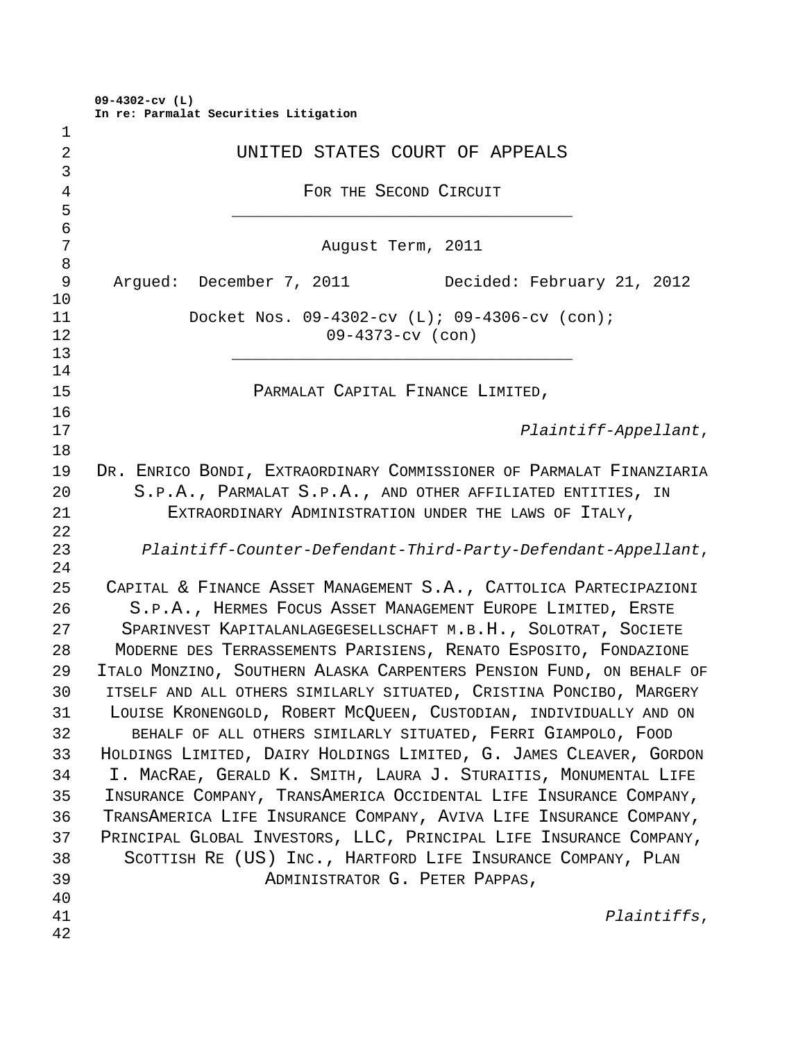**09-4302-cv (L)**
**In re: Parmalat Securities Litigation**

# UNITED STATES COURT OF APPEALS

## FOR THE SECOND CIRCUIT

---

August Term, 2011

Argued: December 7, 2011 Decided: February 21, 2012

Docket Nos. 09-4302-cv (L); 09-4306-cv (con); 09-4373-cv (con)

---

PARMALAT CAPITAL FINANCE LIMITED,

*Plaintiff-Appellant*,

DR. ENRICO BONDI, EXTRAORDINARY COMMISSIONER OF PARMALAT FINANZIARIA S.P.A., PARMALAT S.P.A., AND OTHER AFFILIATED ENTITIES, IN EXTRAORDINARY ADMINISTRATION UNDER THE LAWS OF ITALY,

*Plaintiff-Counter-Defendant-Third-Party-Defendant-Appellant*,

CAPITAL & FINANCE ASSET MANAGEMENT S.A., CATTOLICA PARTECIPAZIONI S.P.A., HERMES FOCUS ASSET MANAGEMENT EUROPE LIMITED, ERSTE SPARINVEST KAPITALANLAGEGESELLSCHAFT M.B.H., SOLOTRAT, SOCIETE MODERNE DES TERRASSEMENTS PARISIENS, RENATO ESPOSITO, FONDAZIONE ITALO MONZINO, SOUTHERN ALASKA CARPENTERS PENSION FUND, ON BEHALF OF ITSELF AND ALL OTHERS SIMILARLY SITUATED, CRISTINA PONCIBO, MARGERY LOUISE KRONENGOLD, ROBERT MCQUEEN, CUSTODIAN, INDIVIDUALLY AND ON BEHALF OF ALL OTHERS SIMILARLY SITUATED, FERRI GIAMPOLO, FOOD HOLDINGS LIMITED, DAIRY HOLDINGS LIMITED, G. JAMES CLEAVER, GORDON I. MACRAE, GERALD K. SMITH, LAURA J. STURAITIS, MONUMENTAL LIFE INSURANCE COMPANY, TRANSAMERICA OCCIDENTAL LIFE INSURANCE COMPANY, TRANSAMERICA LIFE INSURANCE COMPANY, AVIVA LIFE INSURANCE COMPANY, PRINCIPAL GLOBAL INVESTORS, LLC, PRINCIPAL LIFE INSURANCE COMPANY, SCOTTISH RE (US) INC., HARTFORD LIFE INSURANCE COMPANY, PLAN ADMINISTRATOR G. PETER PAPPAS,

*Plaintiffs*,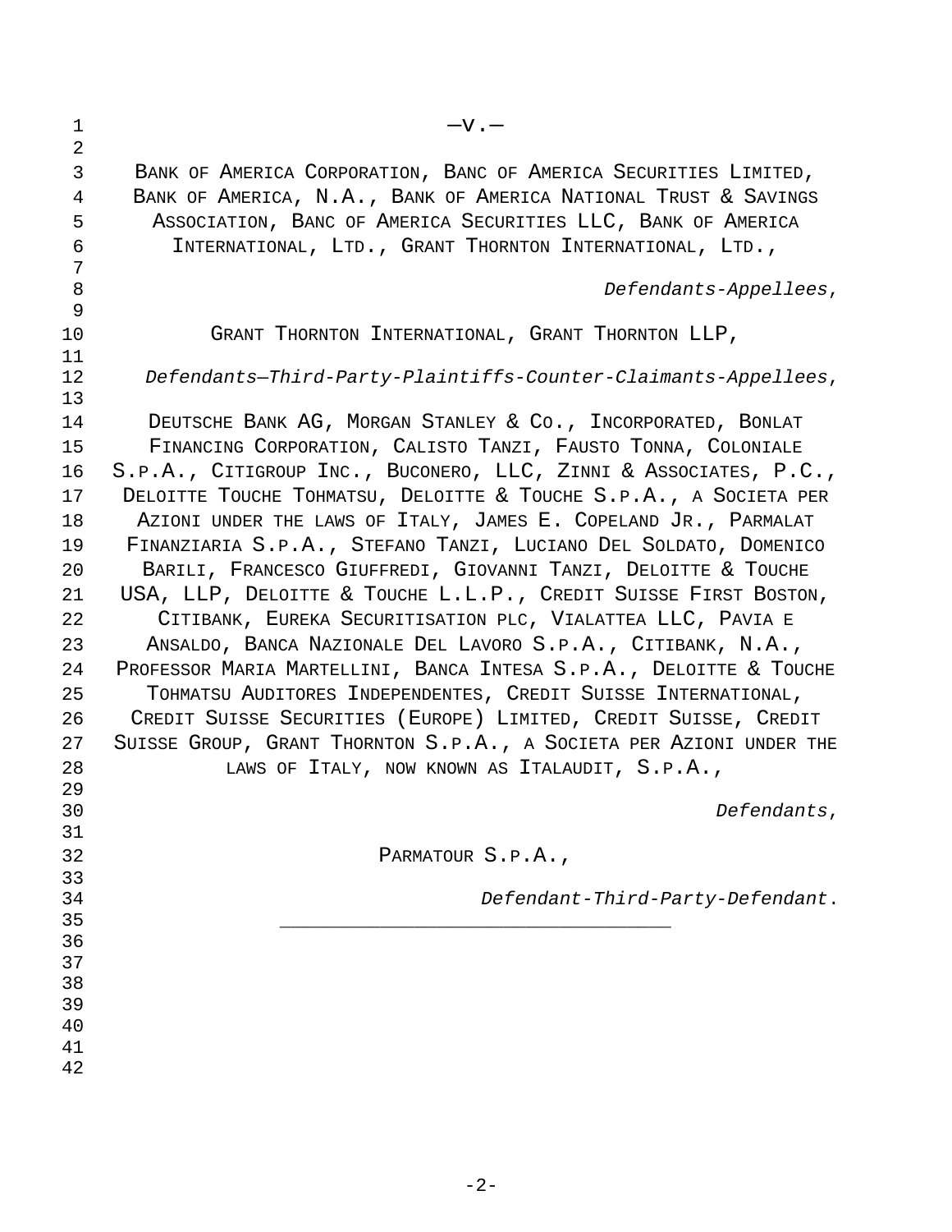—v.—

BANK OF AMERICA CORPORATION, BANC OF AMERICA SECURITIES LIMITED, BANK OF AMERICA, N.A., BANK OF AMERICA NATIONAL TRUST & SAVINGS ASSOCIATION, BANC OF AMERICA SECURITIES LLC, BANK OF AMERICA INTERNATIONAL, LTD., GRANT THORNTON INTERNATIONAL, LTD.,

*Defendants-Appellees*,

GRANT THORNTON INTERNATIONAL, GRANT THORNTON LLP,

*Defendants—Third-Party-Plaintiffs-Counter-Claimants-Appellees*,

DEUTSCHE BANK AG, MORGAN STANLEY & CO., INCORPORATED, BONLAT FINANCING CORPORATION, CALISTO TANZI, FAUSTO TONNA, COLONIALE S.P.A., CITIGROUP INC., BUCONERO, LLC, ZINNI & ASSOCIATES, P.C., DELOITTE TOUCHE TOHMATSU, DELOITTE & TOUCHE S.P.A., A SOCIETA PER AZIONI UNDER THE LAWS OF ITALY, JAMES E. COPELAND JR., PARMALAT FINANZIARIA S.P.A., STEFANO TANZI, LUCIANO DEL SOLDATO, DOMENICO BARILI, FRANCESCO GIUFFREDI, GIOVANNI TANZI, DELOITTE & TOUCHE USA, LLP, DELOITTE & TOUCHE L.L.P., CREDIT SUISSE FIRST BOSTON, CITIBANK, EUREKA SECURITISATION PLC, VIALATTEA LLC, PAVIA E ANSALDO, BANCA NAZIONALE DEL LAVORO S.P.A., CITIBANK, N.A., PROFESSOR MARIA MARTELLINI, BANCA INTESA S.P.A., DELOITTE & TOUCHE TOHMATSU AUDITORES INDEPENDENTES, CREDIT SUISSE INTERNATIONAL, CREDIT SUISSE SECURITIES (EUROPE) LIMITED, CREDIT SUISSE, CREDIT SUISSE GROUP, GRANT THORNTON S.P.A., A SOCIETA PER AZIONI UNDER THE LAWS OF ITALY, NOW KNOWN AS ITALAUDIT, S.P.A.,

*Defendants*,

PARMATOUR S.P.A.,

*Defendant-Third-Party-Defendant*.

---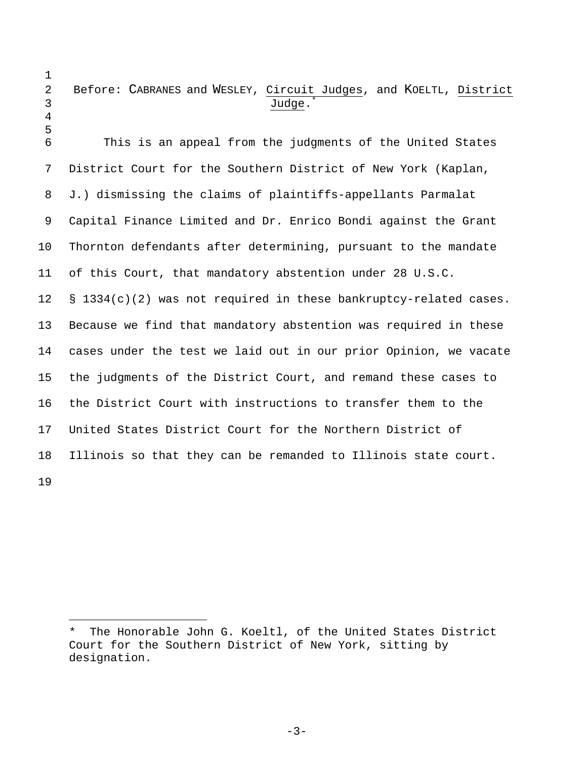Before: CABRANES and WESLEY, Circuit Judges, and KOELTL, District Judge.*

This is an appeal from the judgments of the United States District Court for the Southern District of New York (Kaplan, J.) dismissing the claims of plaintiffs-appellants Parmalat Capital Finance Limited and Dr. Enrico Bondi against the Grant Thornton defendants after determining, pursuant to the mandate of this Court, that mandatory abstention under 28 U.S.C. § 1334(c)(2) was not required in these bankruptcy-related cases. Because we find that mandatory abstention was required in these cases under the test we laid out in our prior Opinion, we vacate the judgments of the District Court, and remand these cases to the District Court with instructions to transfer them to the United States District Court for the Northern District of Illinois so that they can be remanded to Illinois state court.

---

* The Honorable John G. Koeltl, of the United States District Court for the Southern District of New York, sitting by designation.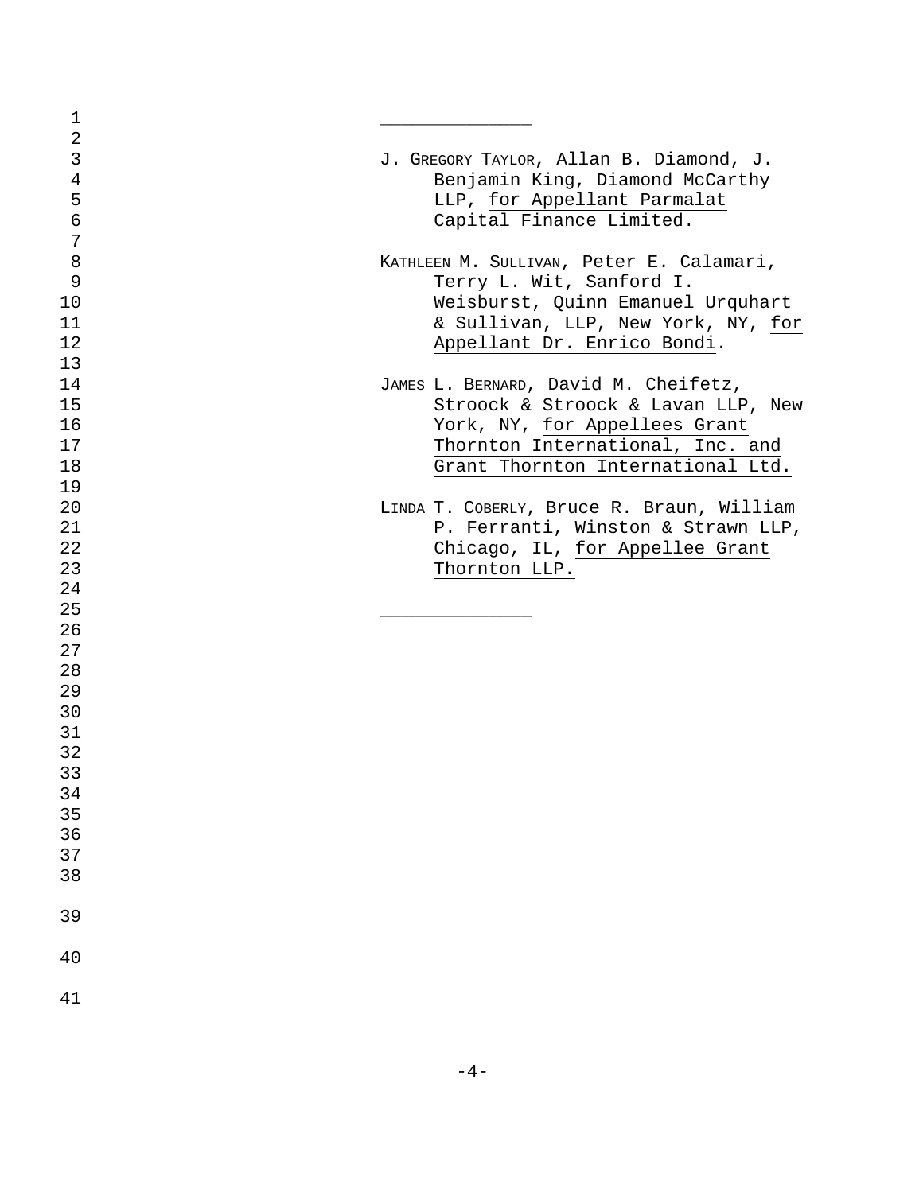______________

J. GREGORY TAYLOR, Allan B. Diamond, J. Benjamin King, Diamond McCarthy LLP, for Appellant Parmalat Capital Finance Limited.

KATHLEEN M. SULLIVAN, Peter E. Calamari, Terry L. Wit, Sanford I. Weisburst, Quinn Emanuel Urquhart & Sullivan, LLP, New York, NY, for Appellant Dr. Enrico Bondi.

JAMES L. BERNARD, David M. Cheifetz, Stroock & Stroock & Lavan LLP, New York, NY, for Appellees Grant Thornton International, Inc. and Grant Thornton International Ltd.

LINDA T. COBERLY, Bruce R. Braun, William P. Ferranti, Winston & Strawn LLP, Chicago, IL, for Appellee Grant Thornton LLP.

______________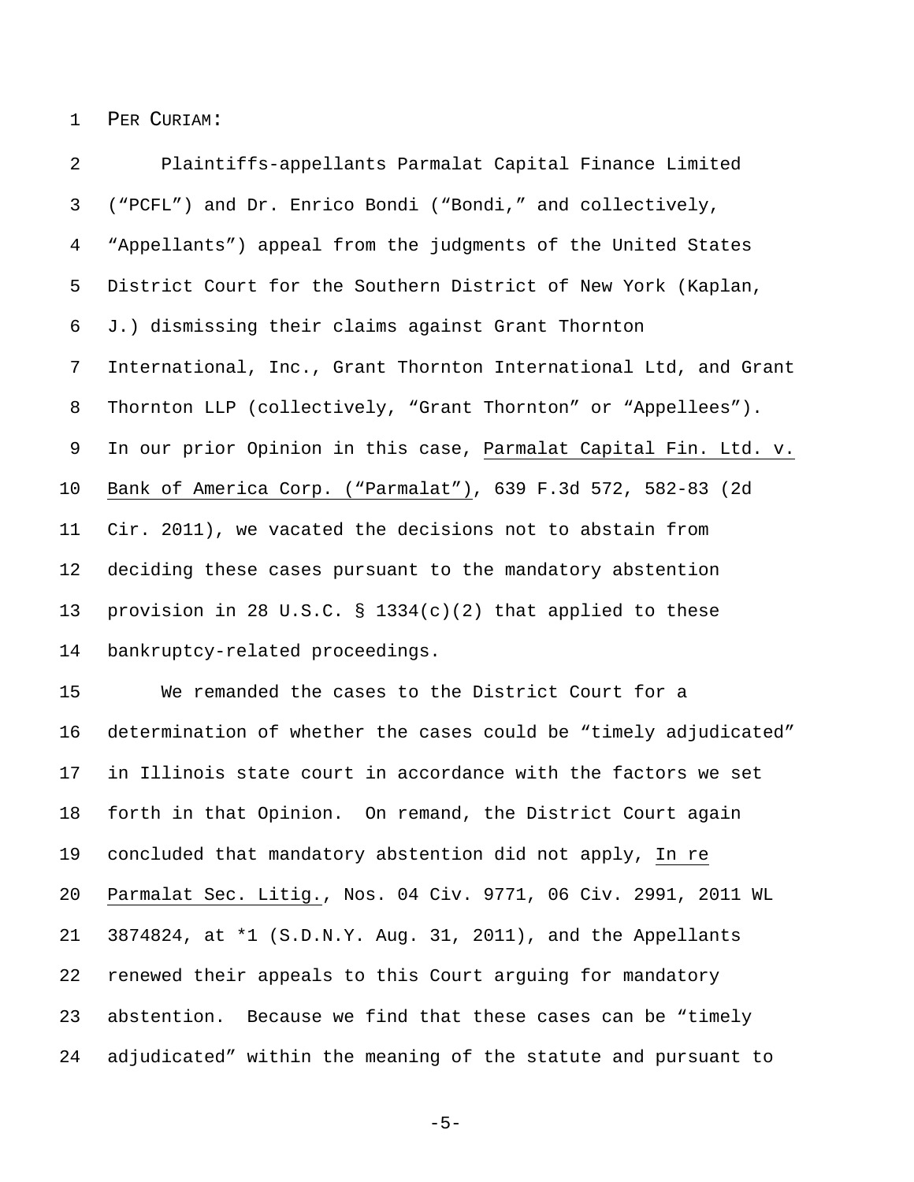PER CURIAM:

Plaintiffs-appellants Parmalat Capital Finance Limited ("PCFL") and Dr. Enrico Bondi ("Bondi," and collectively, "Appellants") appeal from the judgments of the United States District Court for the Southern District of New York (Kaplan, J.) dismissing their claims against Grant Thornton International, Inc., Grant Thornton International Ltd, and Grant Thornton LLP (collectively, "Grant Thornton" or "Appellees"). In our prior Opinion in this case, Parmalat Capital Fin. Ltd. v. Bank of America Corp. ("Parmalat"), 639 F.3d 572, 582-83 (2d Cir. 2011), we vacated the decisions not to abstain from deciding these cases pursuant to the mandatory abstention provision in 28 U.S.C. § 1334(c)(2) that applied to these bankruptcy-related proceedings.

We remanded the cases to the District Court for a determination of whether the cases could be "timely adjudicated" in Illinois state court in accordance with the factors we set forth in that Opinion. On remand, the District Court again concluded that mandatory abstention did not apply, In re Parmalat Sec. Litig., Nos. 04 Civ. 9771, 06 Civ. 2991, 2011 WL 3874824, at *1 (S.D.N.Y. Aug. 31, 2011), and the Appellants renewed their appeals to this Court arguing for mandatory abstention. Because we find that these cases can be "timely adjudicated" within the meaning of the statute and pursuant to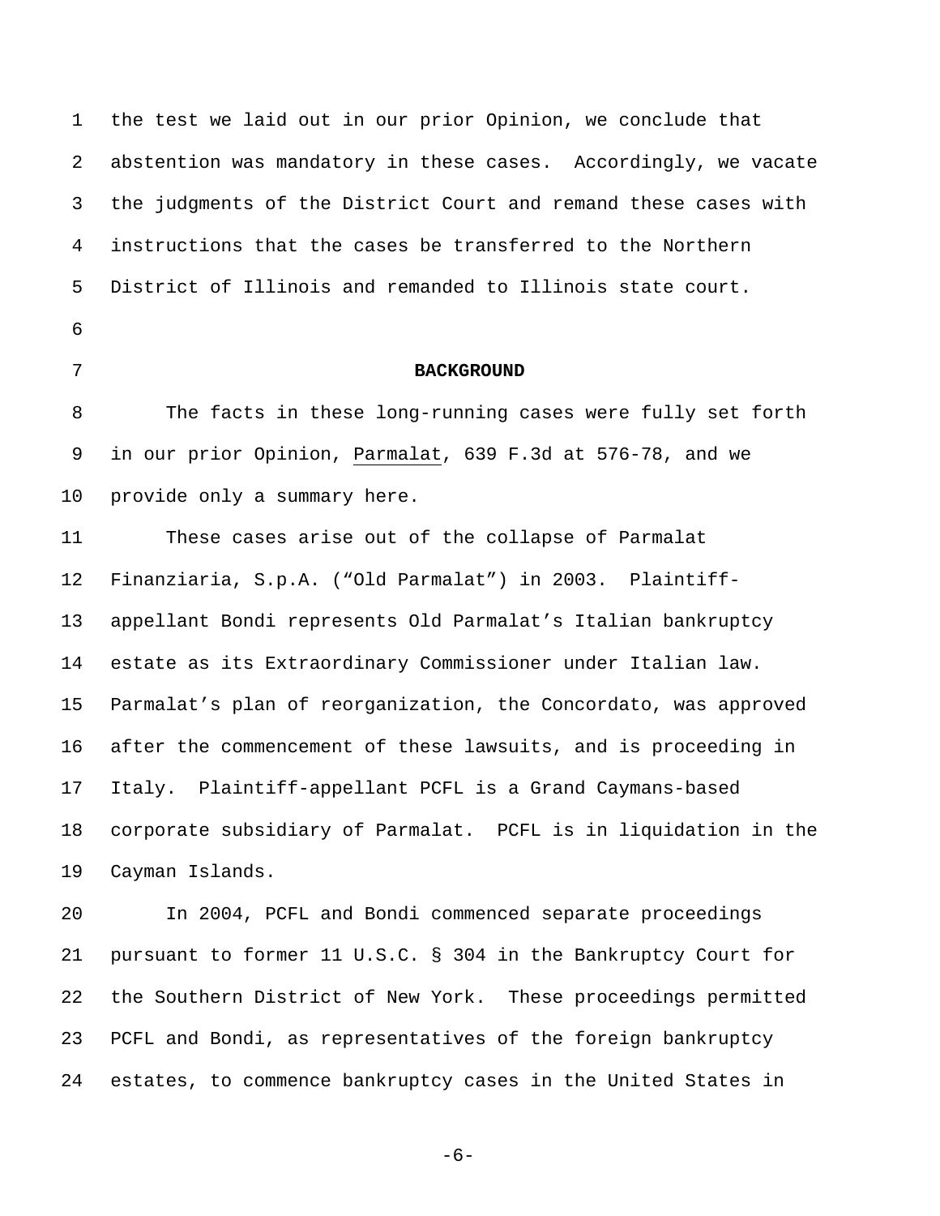the test we laid out in our prior Opinion, we conclude that abstention was mandatory in these cases. Accordingly, we vacate the judgments of the District Court and remand these cases with instructions that the cases be transferred to the Northern District of Illinois and remanded to Illinois state court.

## BACKGROUND

The facts in these long-running cases were fully set forth in our prior Opinion, Parmalat, 639 F.3d at 576-78, and we provide only a summary here.

These cases arise out of the collapse of Parmalat Finanziaria, S.p.A. ("Old Parmalat") in 2003. Plaintiff-appellant Bondi represents Old Parmalat's Italian bankruptcy estate as its Extraordinary Commissioner under Italian law. Parmalat's plan of reorganization, the Concordato, was approved after the commencement of these lawsuits, and is proceeding in Italy. Plaintiff-appellant PCFL is a Grand Caymans-based corporate subsidiary of Parmalat. PCFL is in liquidation in the Cayman Islands.

In 2004, PCFL and Bondi commenced separate proceedings pursuant to former 11 U.S.C. § 304 in the Bankruptcy Court for the Southern District of New York. These proceedings permitted PCFL and Bondi, as representatives of the foreign bankruptcy estates, to commence bankruptcy cases in the United States in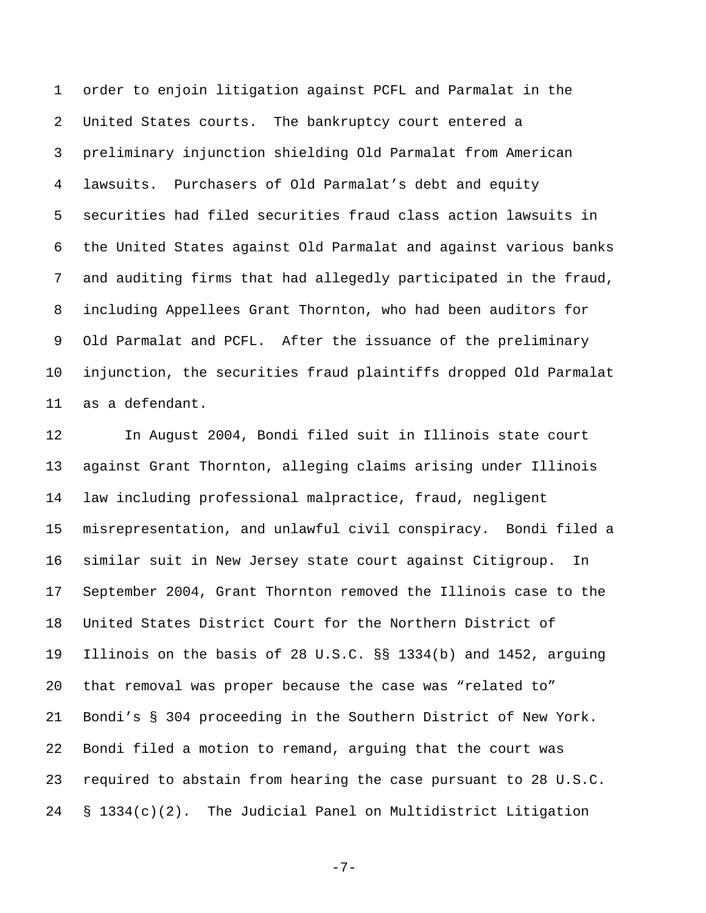order to enjoin litigation against PCFL and Parmalat in the United States courts. The bankruptcy court entered a preliminary injunction shielding Old Parmalat from American lawsuits. Purchasers of Old Parmalat's debt and equity securities had filed securities fraud class action lawsuits in the United States against Old Parmalat and against various banks and auditing firms that had allegedly participated in the fraud, including Appellees Grant Thornton, who had been auditors for Old Parmalat and PCFL. After the issuance of the preliminary injunction, the securities fraud plaintiffs dropped Old Parmalat as a defendant.

In August 2004, Bondi filed suit in Illinois state court against Grant Thornton, alleging claims arising under Illinois law including professional malpractice, fraud, negligent misrepresentation, and unlawful civil conspiracy. Bondi filed a similar suit in New Jersey state court against Citigroup. In September 2004, Grant Thornton removed the Illinois case to the United States District Court for the Northern District of Illinois on the basis of 28 U.S.C. §§ 1334(b) and 1452, arguing that removal was proper because the case was "related to" Bondi's § 304 proceeding in the Southern District of New York. Bondi filed a motion to remand, arguing that the court was required to abstain from hearing the case pursuant to 28 U.S.C. § 1334(c)(2). The Judicial Panel on Multidistrict Litigation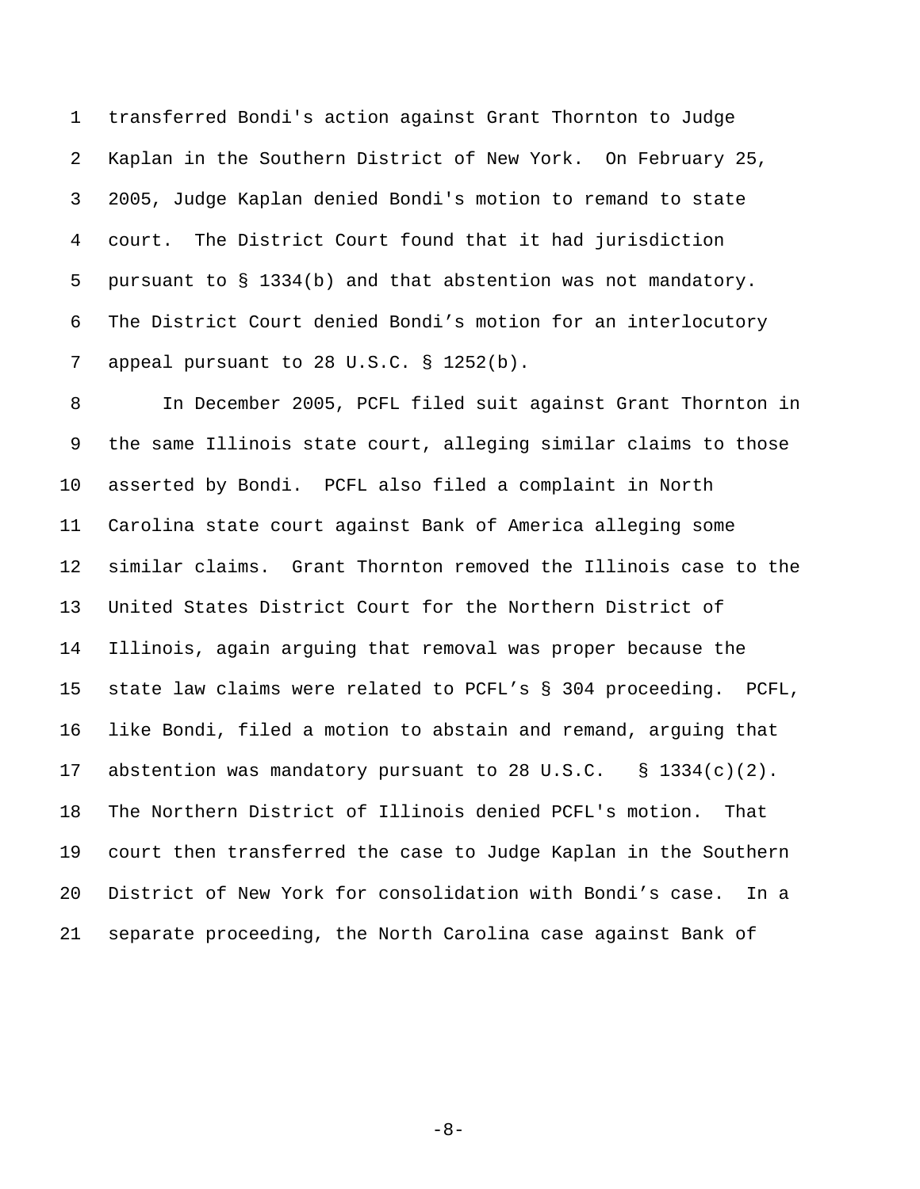transferred Bondi's action against Grant Thornton to Judge Kaplan in the Southern District of New York. On February 25, 2005, Judge Kaplan denied Bondi's motion to remand to state court. The District Court found that it had jurisdiction pursuant to § 1334(b) and that abstention was not mandatory. The District Court denied Bondi's motion for an interlocutory appeal pursuant to 28 U.S.C. § 1252(b).

In December 2005, PCFL filed suit against Grant Thornton in the same Illinois state court, alleging similar claims to those asserted by Bondi. PCFL also filed a complaint in North Carolina state court against Bank of America alleging some similar claims. Grant Thornton removed the Illinois case to the United States District Court for the Northern District of Illinois, again arguing that removal was proper because the state law claims were related to PCFL's § 304 proceeding. PCFL, like Bondi, filed a motion to abstain and remand, arguing that abstention was mandatory pursuant to 28 U.S.C. § 1334(c)(2). The Northern District of Illinois denied PCFL's motion. That court then transferred the case to Judge Kaplan in the Southern District of New York for consolidation with Bondi's case. In a separate proceeding, the North Carolina case against Bank of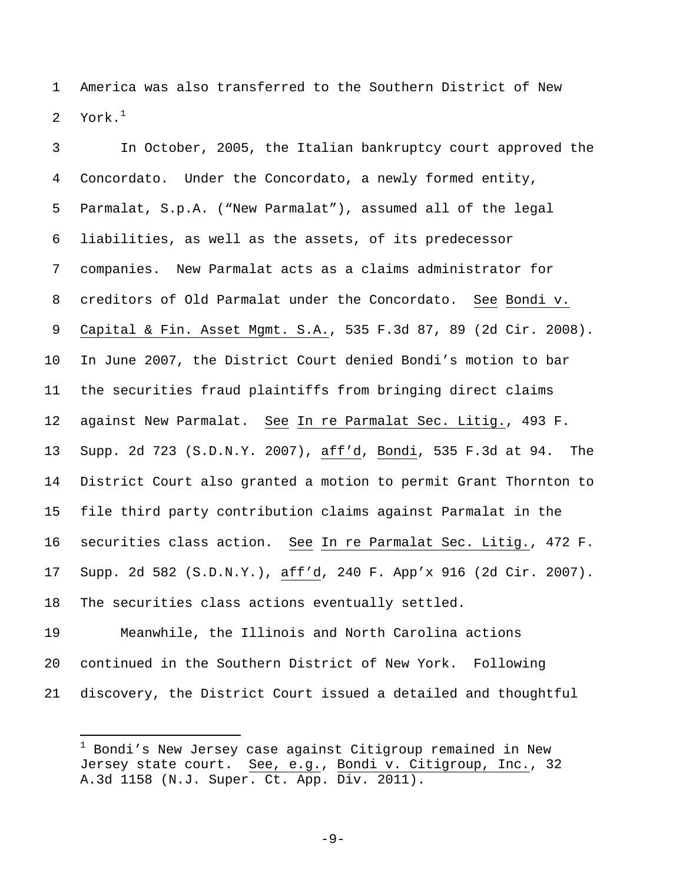America was also transferred to the Southern District of New York.[1]

In October, 2005, the Italian bankruptcy court approved the Concordato. Under the Concordato, a newly formed entity, Parmalat, S.p.A. ("New Parmalat"), assumed all of the legal liabilities, as well as the assets, of its predecessor companies. New Parmalat acts as a claims administrator for creditors of Old Parmalat under the Concordato. See Bondi v. Capital & Fin. Asset Mgmt. S.A., 535 F.3d 87, 89 (2d Cir. 2008). In June 2007, the District Court denied Bondi's motion to bar the securities fraud plaintiffs from bringing direct claims against New Parmalat. See In re Parmalat Sec. Litig., 493 F. Supp. 2d 723 (S.D.N.Y. 2007), aff'd, Bondi, 535 F.3d at 94. The District Court also granted a motion to permit Grant Thornton to file third party contribution claims against Parmalat in the securities class action. See In re Parmalat Sec. Litig., 472 F. Supp. 2d 582 (S.D.N.Y.), aff'd, 240 F. App'x 916 (2d Cir. 2007). The securities class actions eventually settled.

Meanwhile, the Illinois and North Carolina actions continued in the Southern District of New York. Following discovery, the District Court issued a detailed and thoughtful

---

[1] Bondi's New Jersey case against Citigroup remained in New Jersey state court. See, e.g., Bondi v. Citigroup, Inc., 32 A.3d 1158 (N.J. Super. Ct. App. Div. 2011).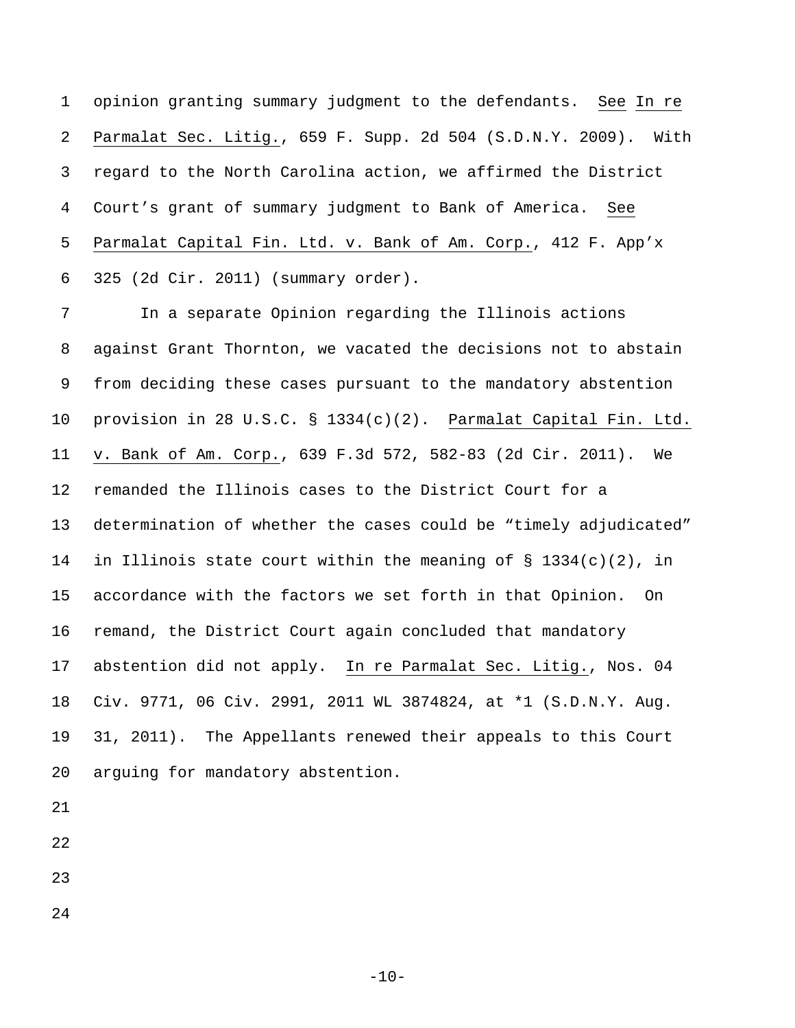opinion granting summary judgment to the defendants. See In re Parmalat Sec. Litig., 659 F. Supp. 2d 504 (S.D.N.Y. 2009). With regard to the North Carolina action, we affirmed the District Court's grant of summary judgment to Bank of America. See Parmalat Capital Fin. Ltd. v. Bank of Am. Corp., 412 F. App'x 325 (2d Cir. 2011) (summary order).

In a separate Opinion regarding the Illinois actions against Grant Thornton, we vacated the decisions not to abstain from deciding these cases pursuant to the mandatory abstention provision in 28 U.S.C. § 1334(c)(2). Parmalat Capital Fin. Ltd. v. Bank of Am. Corp., 639 F.3d 572, 582-83 (2d Cir. 2011). We remanded the Illinois cases to the District Court for a determination of whether the cases could be "timely adjudicated" in Illinois state court within the meaning of § 1334(c)(2), in accordance with the factors we set forth in that Opinion. On remand, the District Court again concluded that mandatory abstention did not apply. In re Parmalat Sec. Litig., Nos. 04 Civ. 9771, 06 Civ. 2991, 2011 WL 3874824, at *1 (S.D.N.Y. Aug. 31, 2011). The Appellants renewed their appeals to this Court arguing for mandatory abstention.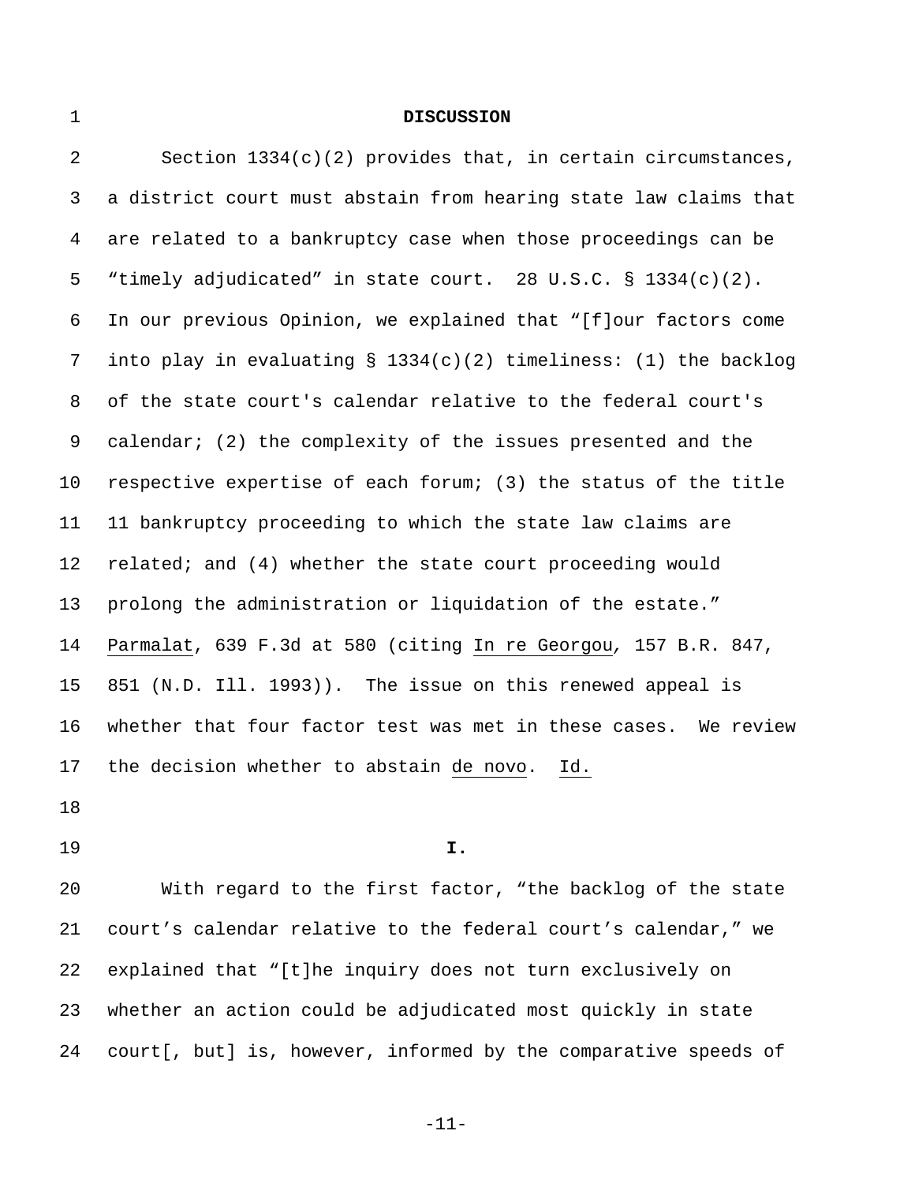**DISCUSSION**

Section 1334(c)(2) provides that, in certain circumstances, a district court must abstain from hearing state law claims that are related to a bankruptcy case when those proceedings can be "timely adjudicated" in state court. 28 U.S.C. § 1334(c)(2). In our previous Opinion, we explained that "[f]our factors come into play in evaluating § 1334(c)(2) timeliness: (1) the backlog of the state court's calendar relative to the federal court's calendar; (2) the complexity of the issues presented and the respective expertise of each forum; (3) the status of the title 11 bankruptcy proceeding to which the state law claims are related; and (4) whether the state court proceeding would prolong the administration or liquidation of the estate." Parmalat, 639 F.3d at 580 (citing In re Georgou, 157 B.R. 847, 851 (N.D. Ill. 1993)). The issue on this renewed appeal is whether that four factor test was met in these cases. We review the decision whether to abstain de novo. Id.

**I.**

With regard to the first factor, "the backlog of the state court's calendar relative to the federal court's calendar," we explained that "[t]he inquiry does not turn exclusively on whether an action could be adjudicated most quickly in state court[, but] is, however, informed by the comparative speeds of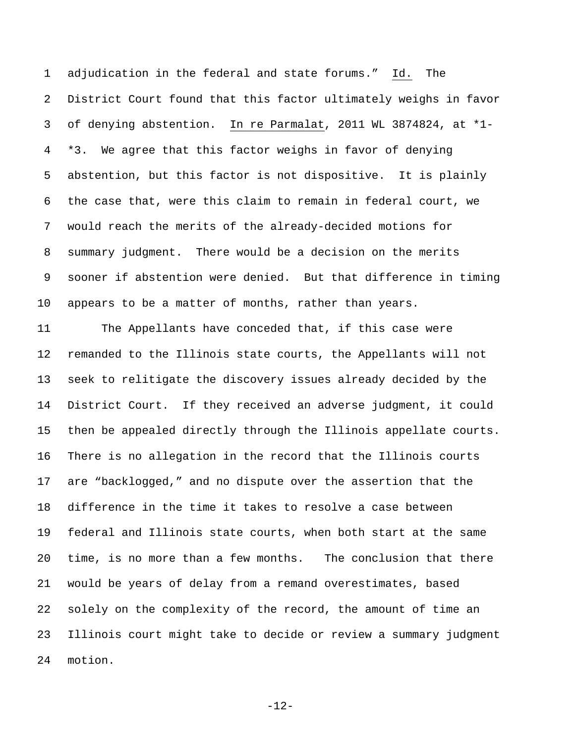adjudication in the federal and state forums." _Id._ The District Court found that this factor ultimately weighs in favor of denying abstention. _In re Parmalat_, 2011 WL 3874824, at *1-*3. We agree that this factor weighs in favor of denying abstention, but this factor is not dispositive. It is plainly the case that, were this claim to remain in federal court, we would reach the merits of the already-decided motions for summary judgment. There would be a decision on the merits sooner if abstention were denied. But that difference in timing appears to be a matter of months, rather than years.

The Appellants have conceded that, if this case were remanded to the Illinois state courts, the Appellants will not seek to relitigate the discovery issues already decided by the District Court. If they received an adverse judgment, it could then be appealed directly through the Illinois appellate courts. There is no allegation in the record that the Illinois courts are "backlogged," and no dispute over the assertion that the difference in the time it takes to resolve a case between federal and Illinois state courts, when both start at the same time, is no more than a few months. The conclusion that there would be years of delay from a remand overestimates, based solely on the complexity of the record, the amount of time an Illinois court might take to decide or review a summary judgment motion.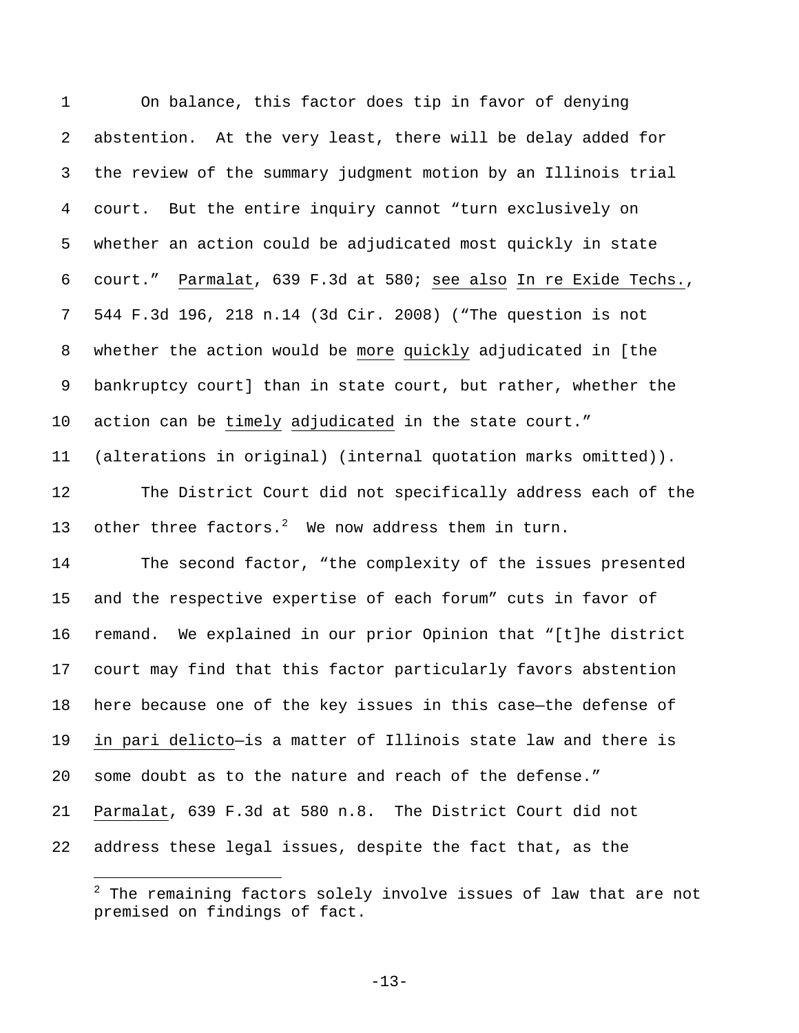On balance, this factor does tip in favor of denying abstention. At the very least, there will be delay added for the review of the summary judgment motion by an Illinois trial court. But the entire inquiry cannot "turn exclusively on whether an action could be adjudicated most quickly in state court." Parmalat, 639 F.3d at 580; see also In re Exide Techs., 544 F.3d 196, 218 n.14 (3d Cir. 2008) ("The question is not whether the action would be more quickly adjudicated in [the bankruptcy court] than in state court, but rather, whether the action can be timely adjudicated in the state court." (alterations in original) (internal quotation marks omitted)).

The District Court did not specifically address each of the other three factors.[2] We now address them in turn.

The second factor, "the complexity of the issues presented and the respective expertise of each forum" cuts in favor of remand. We explained in our prior Opinion that "[t]he district court may find that this factor particularly favors abstention here because one of the key issues in this case—the defense of *in pari delicto*—is a matter of Illinois state law and there is some doubt as to the nature and reach of the defense." Parmalat, 639 F.3d at 580 n.8. The District Court did not address these legal issues, despite the fact that, as the

[2] The remaining factors solely involve issues of law that are not premised on findings of fact.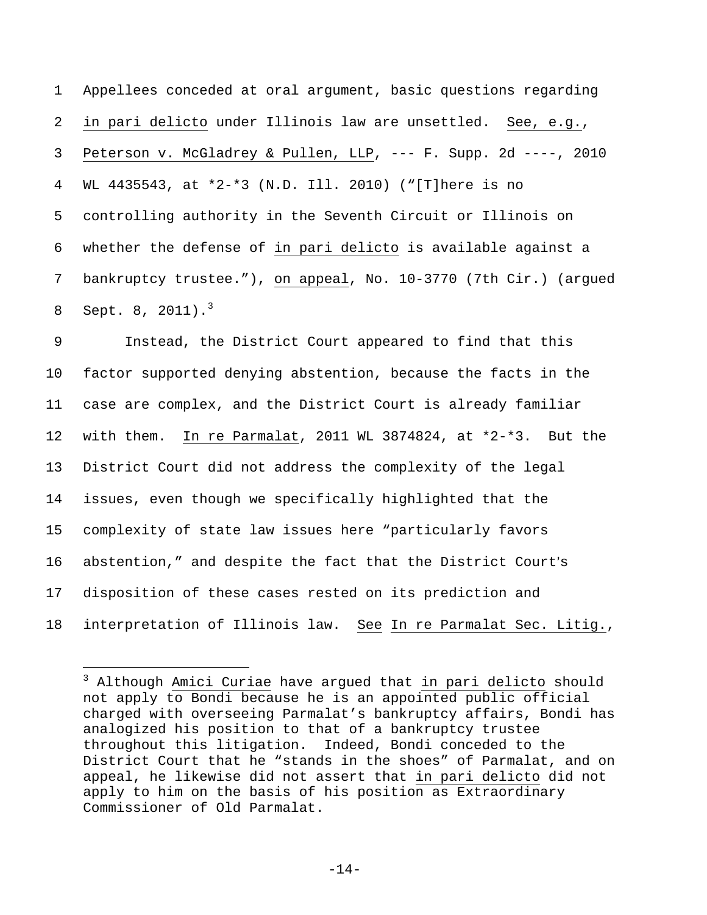Appellees conceded at oral argument, basic questions regarding *in pari delicto* under Illinois law are unsettled. *See, e.g.*, *Peterson v. McGladrey & Pullen, LLP*, --- F. Supp. 2d ----, 2010 WL 4435543, at *2-*3 (N.D. Ill. 2010) ("[T]here is no controlling authority in the Seventh Circuit or Illinois on whether the defense of *in pari delicto* is available against a bankruptcy trustee."), *on appeal*, No. 10-3770 (7th Cir.) (argued Sept. 8, 2011).[3]

Instead, the District Court appeared to find that this factor supported denying abstention, because the facts in the case are complex, and the District Court is already familiar with them. *In re Parmalat*, 2011 WL 3874824, at *2-*3. But the District Court did not address the complexity of the legal issues, even though we specifically highlighted that the complexity of state law issues here "particularly favors abstention," and despite the fact that the District Court's disposition of these cases rested on its prediction and interpretation of Illinois law. *See* *In re Parmalat Sec. Litig.*,

---

[3] Although *Amici Curiae* have argued that *in pari delicto* should not apply to Bondi because he is an appointed public official charged with overseeing Parmalat's bankruptcy affairs, Bondi has analogized his position to that of a bankruptcy trustee throughout this litigation. Indeed, Bondi conceded to the District Court that he "stands in the shoes" of Parmalat, and on appeal, he likewise did not assert that *in pari delicto* did not apply to him on the basis of his position as Extraordinary Commissioner of Old Parmalat.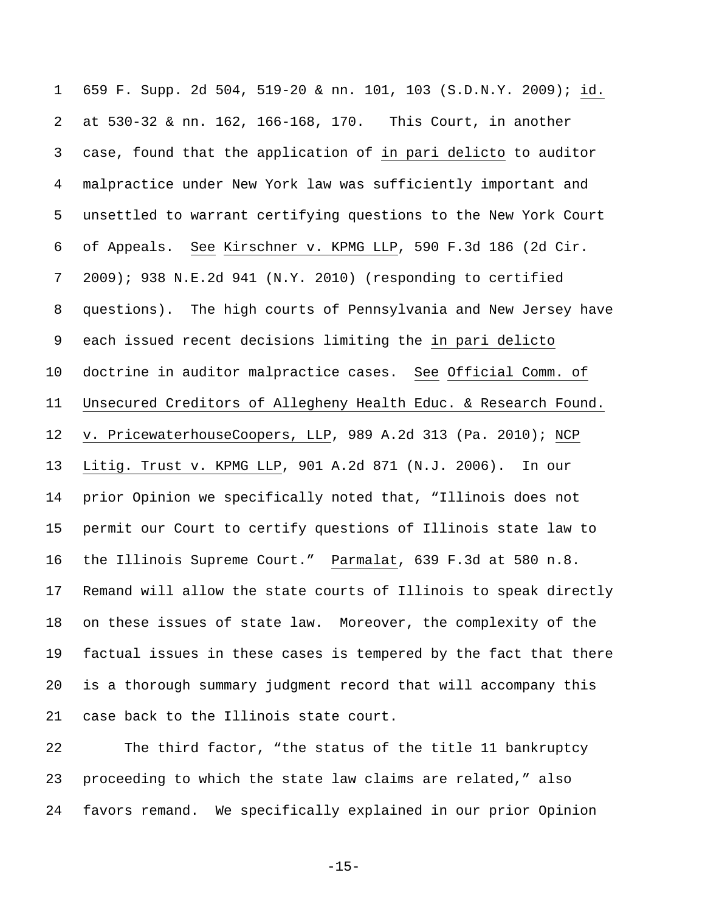659 F. Supp. 2d 504, 519-20 & nn. 101, 103 (S.D.N.Y. 2009); *id.* at 530-32 & nn. 162, 166-168, 170. This Court, in another case, found that the application of *in pari delicto* to auditor malpractice under New York law was sufficiently important and unsettled to warrant certifying questions to the New York Court of Appeals. *See* *Kirschner v. KPMG LLP*, 590 F.3d 186 (2d Cir. 2009); 938 N.E.2d 941 (N.Y. 2010) (responding to certified questions). The high courts of Pennsylvania and New Jersey have each issued recent decisions limiting the *in pari delicto* doctrine in auditor malpractice cases. *See* *Official Comm. of Unsecured Creditors of Allegheny Health Educ. & Research Found. v. PricewaterhouseCoopers, LLP*, 989 A.2d 313 (Pa. 2010); *NCP Litig. Trust v. KPMG LLP*, 901 A.2d 871 (N.J. 2006). In our prior Opinion we specifically noted that, "Illinois does not permit our Court to certify questions of Illinois state law to the Illinois Supreme Court." *Parmalat*, 639 F.3d at 580 n.8. Remand will allow the state courts of Illinois to speak directly on these issues of state law. Moreover, the complexity of the factual issues in these cases is tempered by the fact that there is a thorough summary judgment record that will accompany this case back to the Illinois state court.

The third factor, "the status of the title 11 bankruptcy proceeding to which the state law claims are related," also favors remand. We specifically explained in our prior Opinion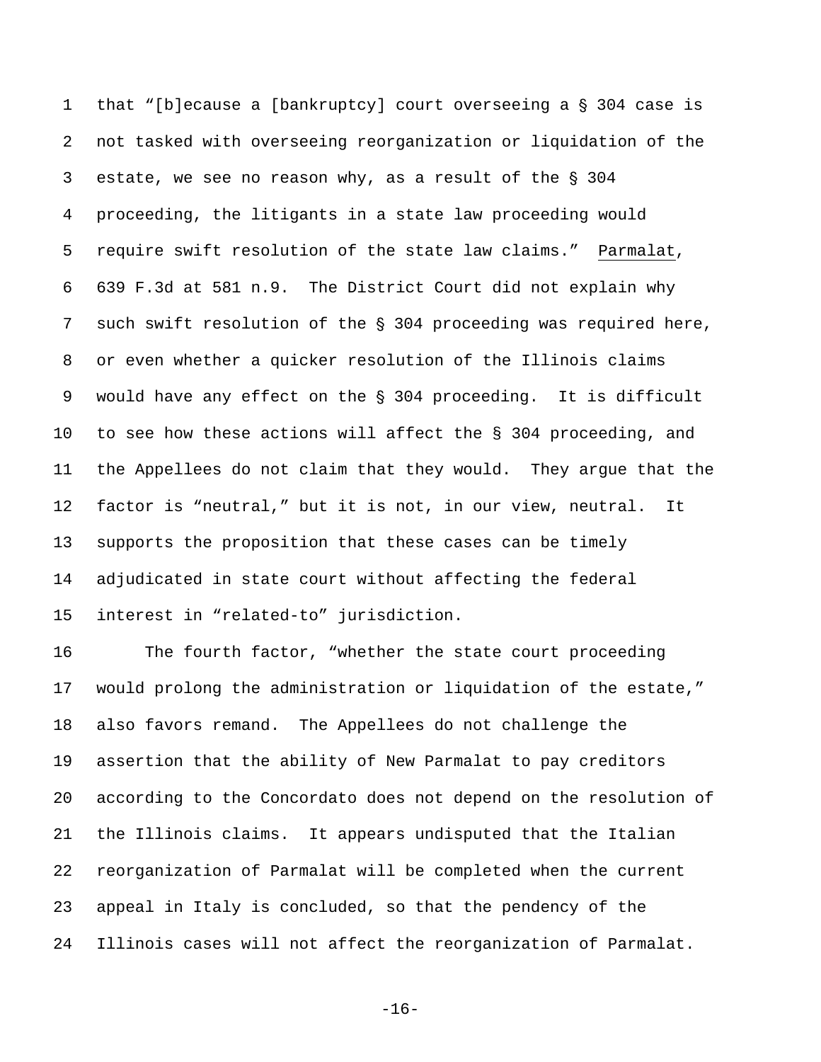that "[b]ecause a [bankruptcy] court overseeing a § 304 case is not tasked with overseeing reorganization or liquidation of the estate, we see no reason why, as a result of the § 304 proceeding, the litigants in a state law proceeding would require swift resolution of the state law claims." Parmalat, 639 F.3d at 581 n.9. The District Court did not explain why such swift resolution of the § 304 proceeding was required here, or even whether a quicker resolution of the Illinois claims would have any effect on the § 304 proceeding. It is difficult to see how these actions will affect the § 304 proceeding, and the Appellees do not claim that they would. They argue that the factor is "neutral," but it is not, in our view, neutral. It supports the proposition that these cases can be timely adjudicated in state court without affecting the federal interest in "related-to" jurisdiction.

The fourth factor, "whether the state court proceeding would prolong the administration or liquidation of the estate," also favors remand. The Appellees do not challenge the assertion that the ability of New Parmalat to pay creditors according to the Concordato does not depend on the resolution of the Illinois claims. It appears undisputed that the Italian reorganization of Parmalat will be completed when the current appeal in Italy is concluded, so that the pendency of the Illinois cases will not affect the reorganization of Parmalat.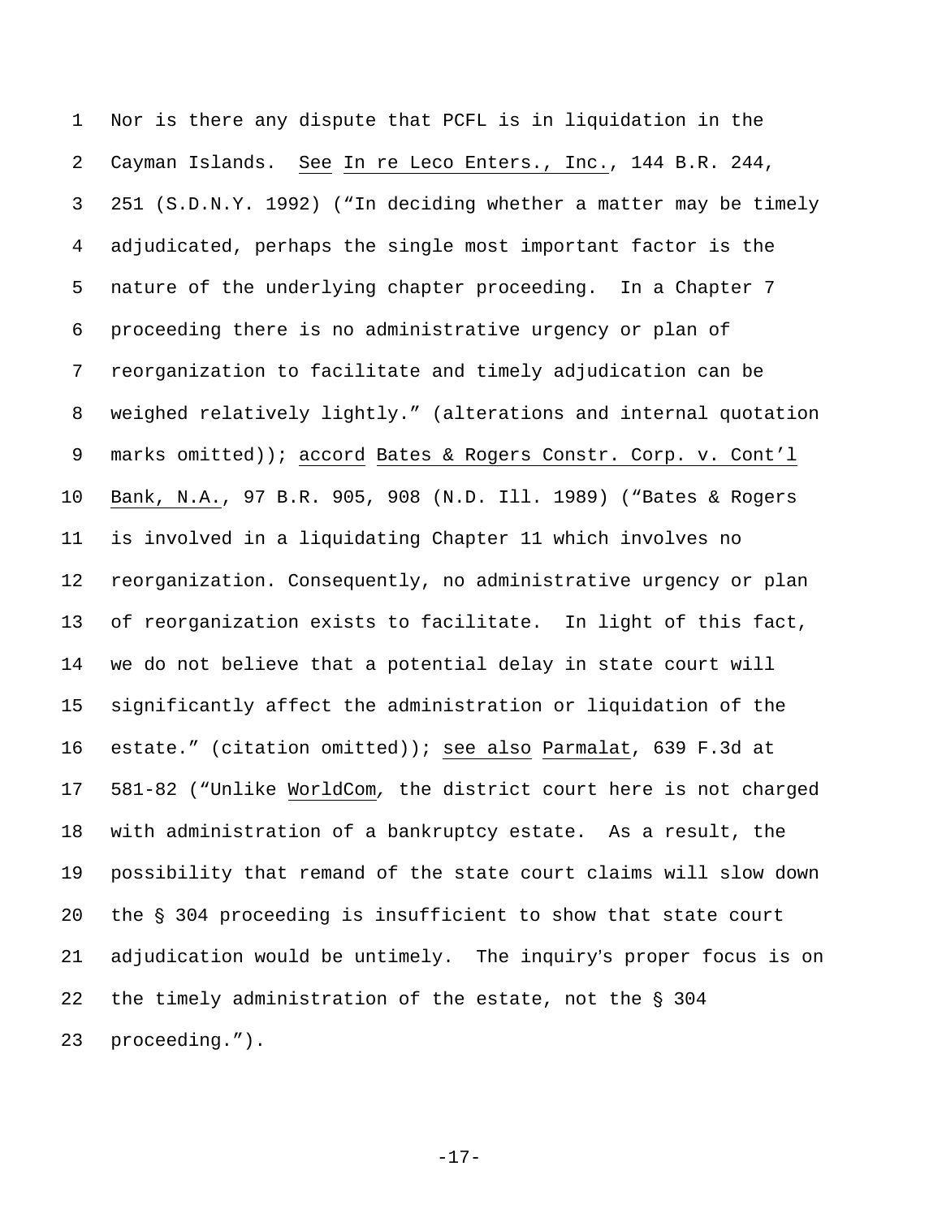Nor is there any dispute that PCFL is in liquidation in the Cayman Islands. See In re Leco Enters., Inc., 144 B.R. 244, 251 (S.D.N.Y. 1992) ("In deciding whether a matter may be timely adjudicated, perhaps the single most important factor is the nature of the underlying chapter proceeding. In a Chapter 7 proceeding there is no administrative urgency or plan of reorganization to facilitate and timely adjudication can be weighed relatively lightly." (alterations and internal quotation marks omitted)); accord Bates & Rogers Constr. Corp. v. Cont'l Bank, N.A., 97 B.R. 905, 908 (N.D. Ill. 1989) ("Bates & Rogers is involved in a liquidating Chapter 11 which involves no reorganization. Consequently, no administrative urgency or plan of reorganization exists to facilitate. In light of this fact, we do not believe that a potential delay in state court will significantly affect the administration or liquidation of the estate." (citation omitted)); see also Parmalat, 639 F.3d at 581-82 ("Unlike WorldCom, the district court here is not charged with administration of a bankruptcy estate. As a result, the possibility that remand of the state court claims will slow down the § 304 proceeding is insufficient to show that state court adjudication would be untimely. The inquiry's proper focus is on the timely administration of the estate, not the § 304 proceeding.").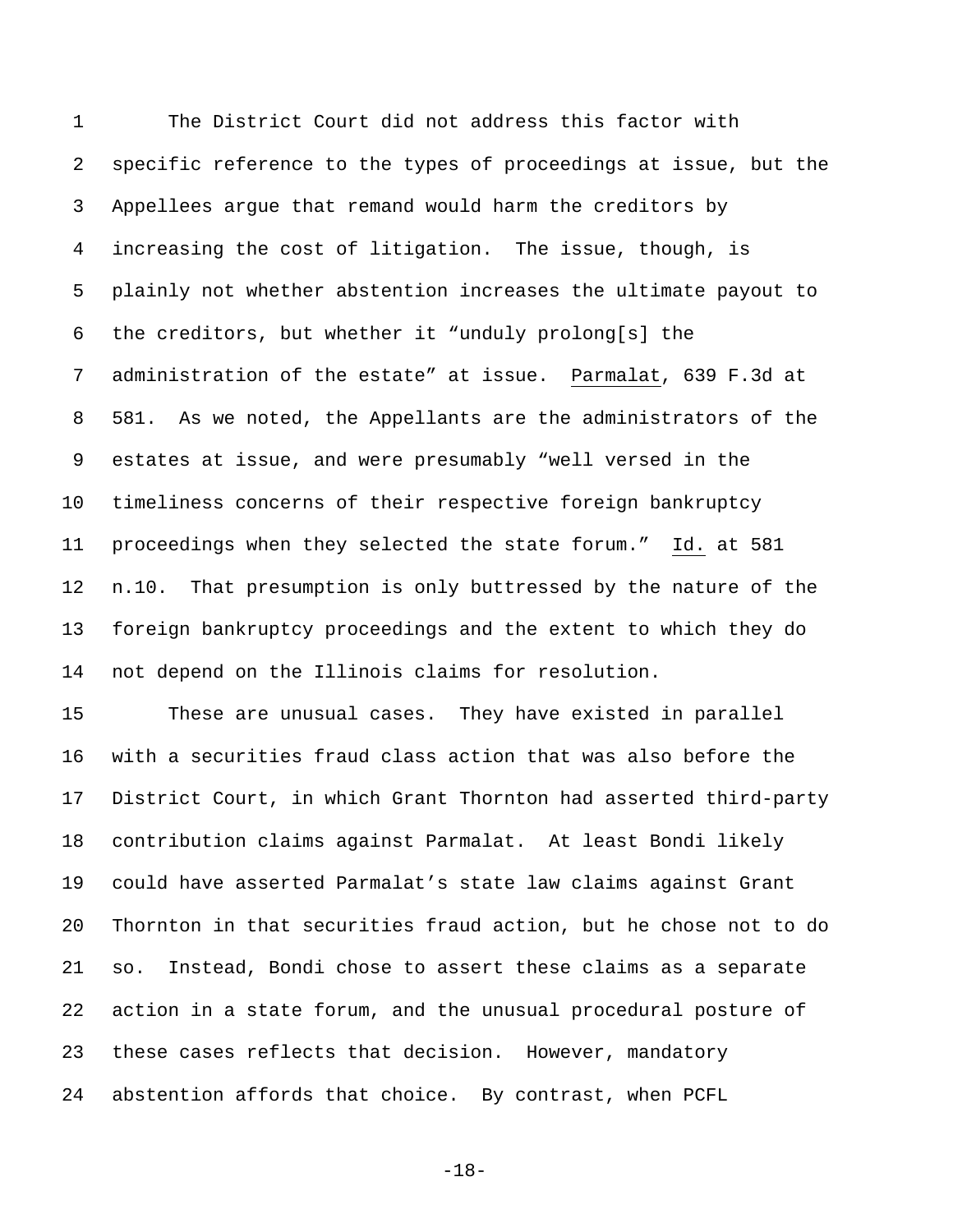The District Court did not address this factor with specific reference to the types of proceedings at issue, but the Appellees argue that remand would harm the creditors by increasing the cost of litigation. The issue, though, is plainly not whether abstention increases the ultimate payout to the creditors, but whether it "unduly prolong[s] the administration of the estate" at issue. Parmalat, 639 F.3d at 581. As we noted, the Appellants are the administrators of the estates at issue, and were presumably "well versed in the timeliness concerns of their respective foreign bankruptcy proceedings when they selected the state forum." Id. at 581 n.10. That presumption is only buttressed by the nature of the foreign bankruptcy proceedings and the extent to which they do not depend on the Illinois claims for resolution.

These are unusual cases. They have existed in parallel with a securities fraud class action that was also before the District Court, in which Grant Thornton had asserted third-party contribution claims against Parmalat. At least Bondi likely could have asserted Parmalat's state law claims against Grant Thornton in that securities fraud action, but he chose not to do so. Instead, Bondi chose to assert these claims as a separate action in a state forum, and the unusual procedural posture of these cases reflects that decision. However, mandatory abstention affords that choice. By contrast, when PCFL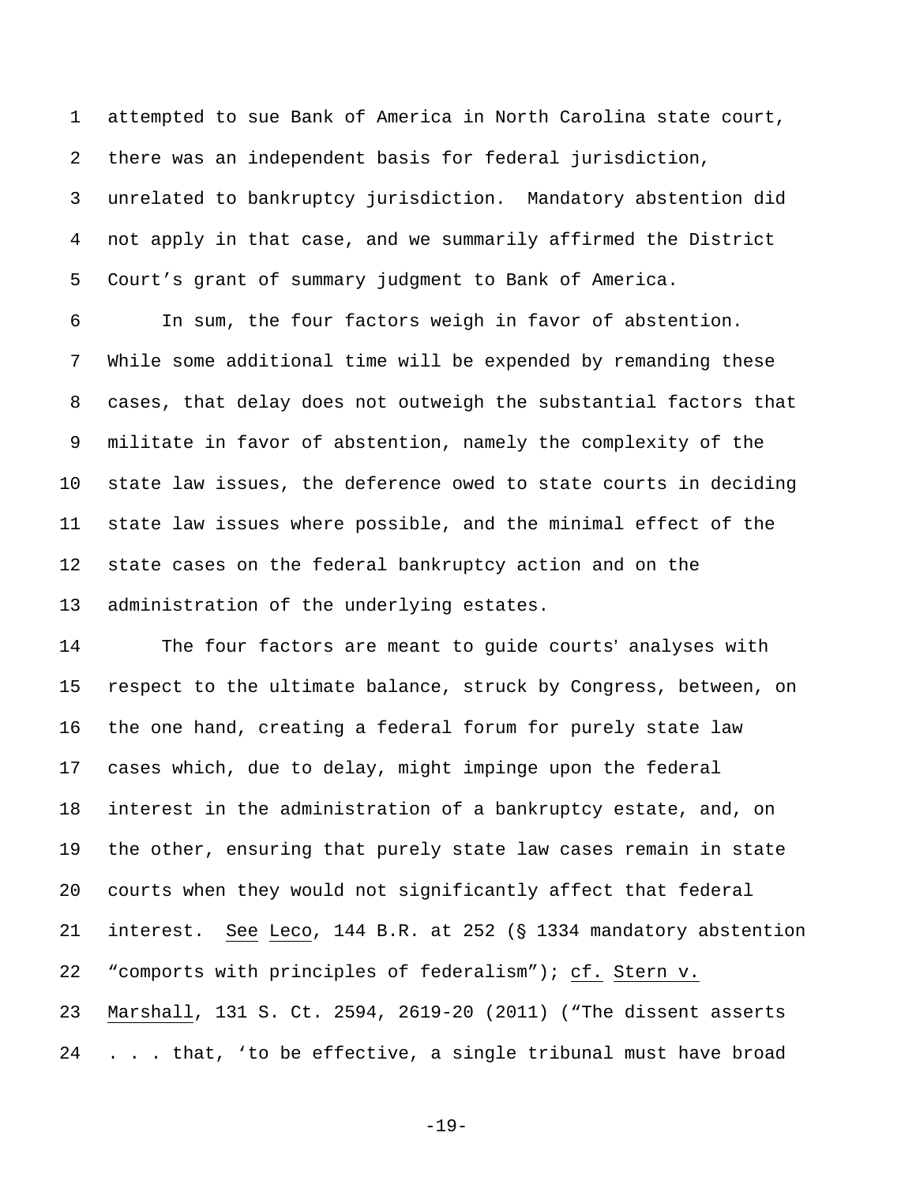attempted to sue Bank of America in North Carolina state court, there was an independent basis for federal jurisdiction, unrelated to bankruptcy jurisdiction. Mandatory abstention did not apply in that case, and we summarily affirmed the District Court's grant of summary judgment to Bank of America.

In sum, the four factors weigh in favor of abstention. While some additional time will be expended by remanding these cases, that delay does not outweigh the substantial factors that militate in favor of abstention, namely the complexity of the state law issues, the deference owed to state courts in deciding state law issues where possible, and the minimal effect of the state cases on the federal bankruptcy action and on the administration of the underlying estates.

The four factors are meant to guide courts' analyses with respect to the ultimate balance, struck by Congress, between, on the one hand, creating a federal forum for purely state law cases which, due to delay, might impinge upon the federal interest in the administration of a bankruptcy estate, and, on the other, ensuring that purely state law cases remain in state courts when they would not significantly affect that federal interest. See Leco, 144 B.R. at 252 (§ 1334 mandatory abstention "comports with principles of federalism"); cf. Stern v. Marshall, 131 S. Ct. 2594, 2619-20 (2011) ("The dissent asserts . . . that, 'to be effective, a single tribunal must have broad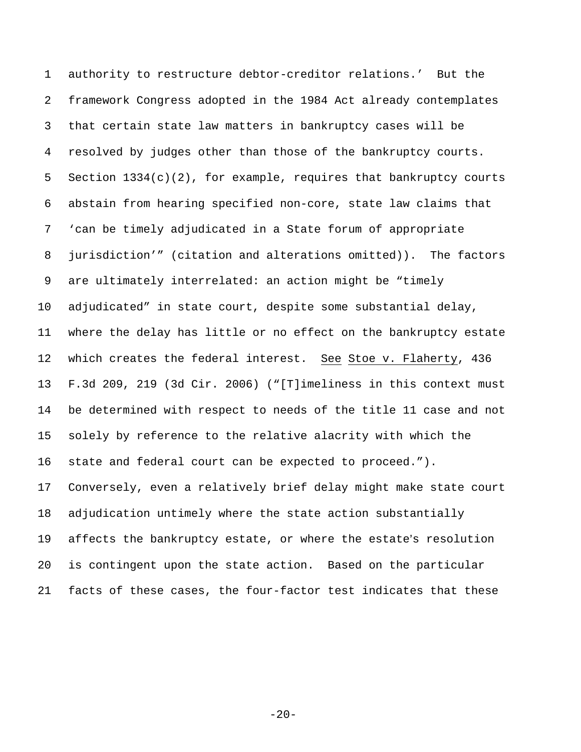authority to restructure debtor-creditor relations.' But the framework Congress adopted in the 1984 Act already contemplates that certain state law matters in bankruptcy cases will be resolved by judges other than those of the bankruptcy courts. Section 1334(c)(2), for example, requires that bankruptcy courts abstain from hearing specified non-core, state law claims that 'can be timely adjudicated in a State forum of appropriate jurisdiction'" (citation and alterations omitted)). The factors are ultimately interrelated: an action might be "timely adjudicated" in state court, despite some substantial delay, where the delay has little or no effect on the bankruptcy estate which creates the federal interest. See Stoe v. Flaherty, 436 F.3d 209, 219 (3d Cir. 2006) ("[T]imeliness in this context must be determined with respect to needs of the title 11 case and not solely by reference to the relative alacrity with which the state and federal court can be expected to proceed."). Conversely, even a relatively brief delay might make state court adjudication untimely where the state action substantially affects the bankruptcy estate, or where the estate's resolution is contingent upon the state action. Based on the particular facts of these cases, the four-factor test indicates that these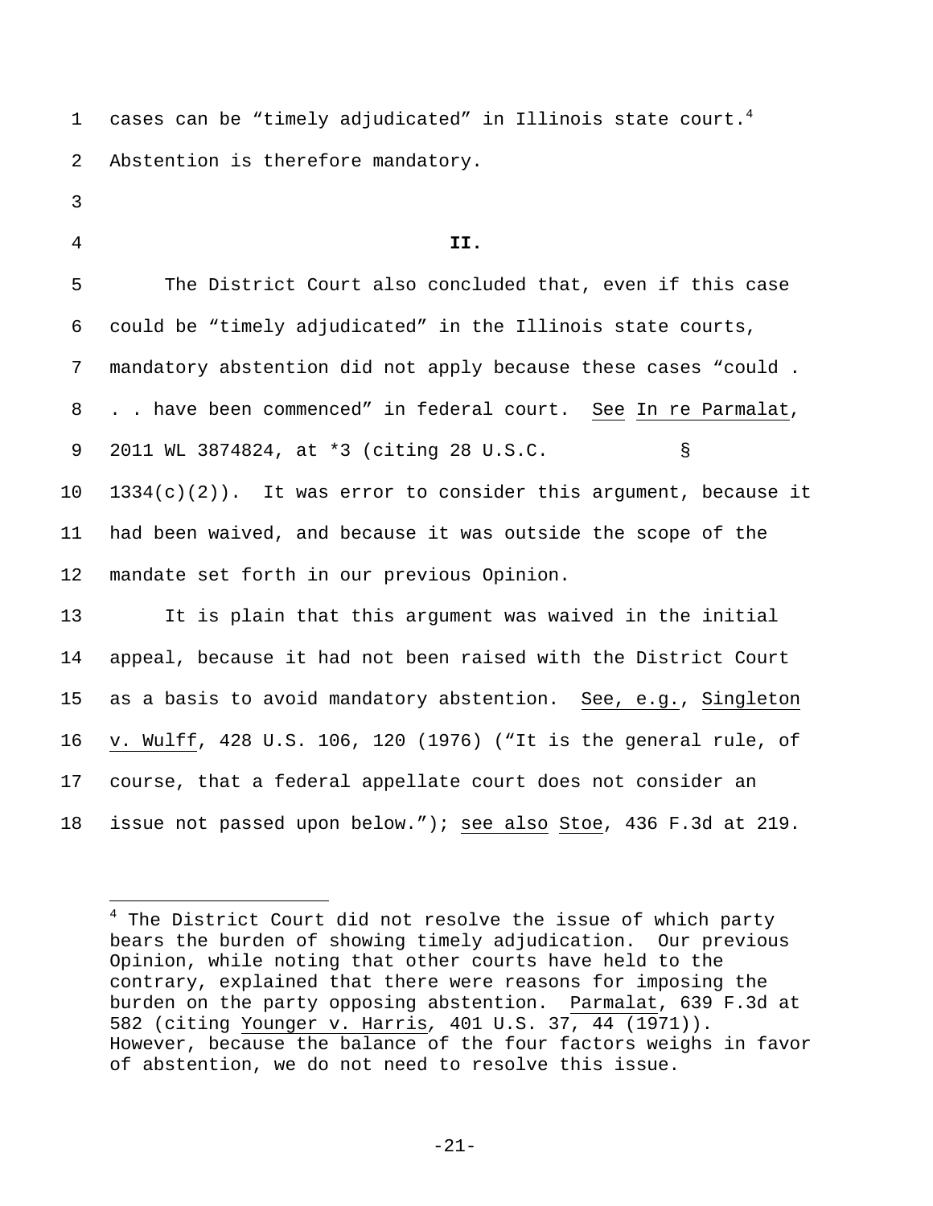cases can be "timely adjudicated" in Illinois state court.[4] Abstention is therefore mandatory.

**II.**

The District Court also concluded that, even if this case could be "timely adjudicated" in the Illinois state courts, mandatory abstention did not apply because these cases "could . . . have been commenced" in federal court. See In re Parmalat, 2011 WL 3874824, at *3 (citing 28 U.S.C. § 1334(c)(2)). It was error to consider this argument, because it had been waived, and because it was outside the scope of the mandate set forth in our previous Opinion.

It is plain that this argument was waived in the initial appeal, because it had not been raised with the District Court as a basis to avoid mandatory abstention. See, e.g., Singleton v. Wulff, 428 U.S. 106, 120 (1976) ("It is the general rule, of course, that a federal appellate court does not consider an issue not passed upon below."); see also Stoe, 436 F.3d at 219.

[4] The District Court did not resolve the issue of which party bears the burden of showing timely adjudication. Our previous Opinion, while noting that other courts have held to the contrary, explained that there were reasons for imposing the burden on the party opposing abstention. Parmalat, 639 F.3d at 582 (citing Younger v. Harris, 401 U.S. 37, 44 (1971)). However, because the balance of the four factors weighs in favor of abstention, we do not need to resolve this issue.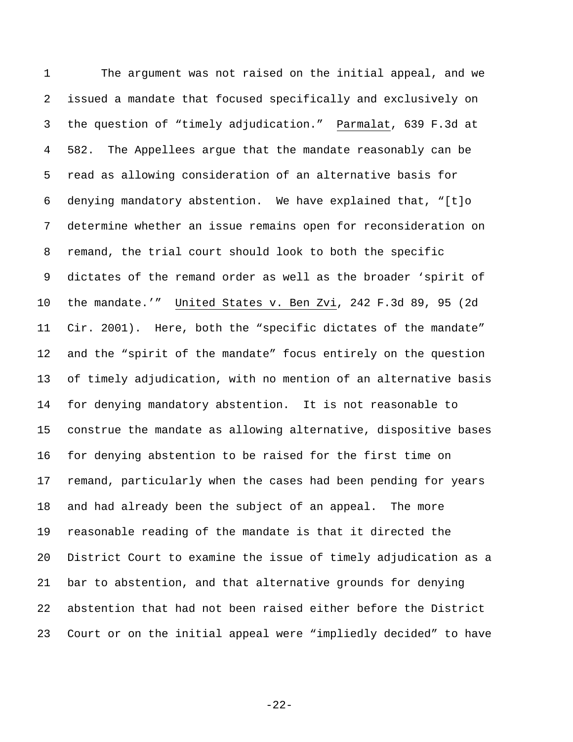The argument was not raised on the initial appeal, and we issued a mandate that focused specifically and exclusively on the question of "timely adjudication." Parmalat, 639 F.3d at 582. The Appellees argue that the mandate reasonably can be read as allowing consideration of an alternative basis for denying mandatory abstention. We have explained that, "[t]o determine whether an issue remains open for reconsideration on remand, the trial court should look to both the specific dictates of the remand order as well as the broader 'spirit of the mandate.'" United States v. Ben Zvi, 242 F.3d 89, 95 (2d Cir. 2001). Here, both the "specific dictates of the mandate" and the "spirit of the mandate" focus entirely on the question of timely adjudication, with no mention of an alternative basis for denying mandatory abstention. It is not reasonable to construe the mandate as allowing alternative, dispositive bases for denying abstention to be raised for the first time on remand, particularly when the cases had been pending for years and had already been the subject of an appeal. The more reasonable reading of the mandate is that it directed the District Court to examine the issue of timely adjudication as a bar to abstention, and that alternative grounds for denying abstention that had not been raised either before the District Court or on the initial appeal were "impliedly decided" to have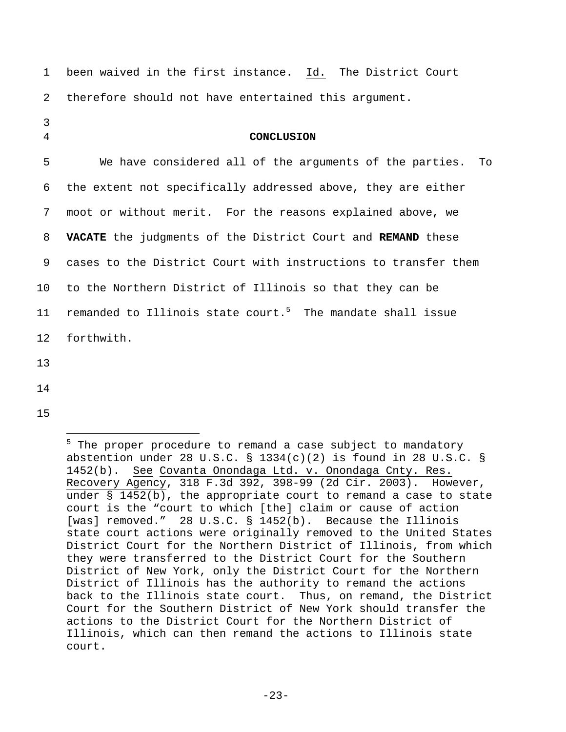been waived in the first instance. Id. The District Court therefore should not have entertained this argument.

## CONCLUSION

We have considered all of the arguments of the parties. To the extent not specifically addressed above, they are either moot or without merit. For the reasons explained above, we **VACATE** the judgments of the District Court and **REMAND** these cases to the District Court with instructions to transfer them to the Northern District of Illinois so that they can be remanded to Illinois state court.[5] The mandate shall issue forthwith.

---

[5] The proper procedure to remand a case subject to mandatory abstention under 28 U.S.C. § 1334(c)(2) is found in 28 U.S.C. § 1452(b). See Covanta Onondaga Ltd. v. Onondaga Cnty. Res. Recovery Agency, 318 F.3d 392, 398-99 (2d Cir. 2003). However, under § 1452(b), the appropriate court to remand a case to state court is the "court to which [the] claim or cause of action [was] removed." 28 U.S.C. § 1452(b). Because the Illinois state court actions were originally removed to the United States District Court for the Northern District of Illinois, from which they were transferred to the District Court for the Southern District of New York, only the District Court for the Northern District of Illinois has the authority to remand the actions back to the Illinois state court. Thus, on remand, the District Court for the Southern District of New York should transfer the actions to the District Court for the Northern District of Illinois, which can then remand the actions to Illinois state court.